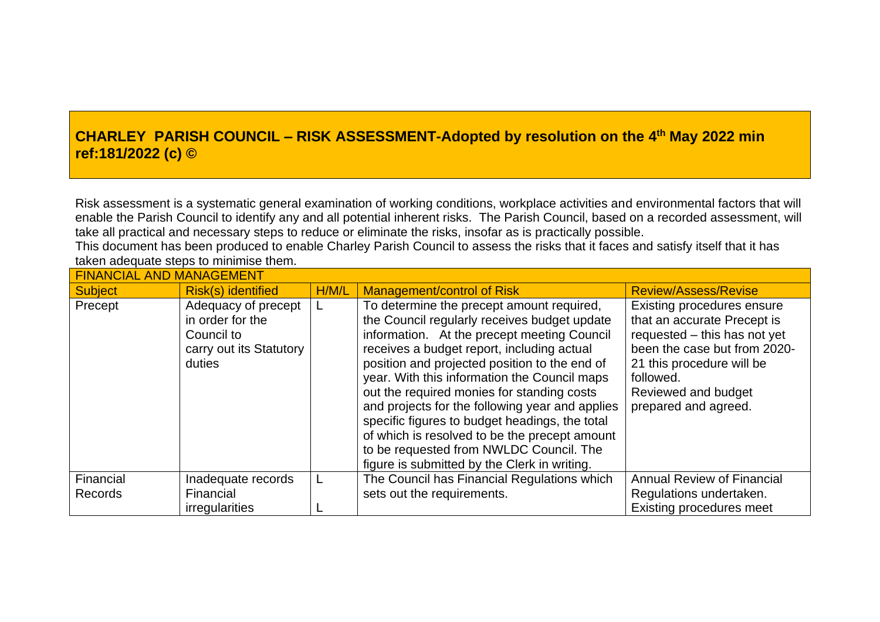# CHARLEY PARISH COUNCIL – RISK ASSESSMENT-Adopted by resolution on the 4th May 2022 min ref:181/2022 (c) ©

Risk assessment is a systematic general examination of working conditions, workplace activities and environmental factors that will enable the Parish Council to identify any and all potential inherent risks. The Parish Council, based on a recorded assessment, will take all practical and necessary steps to reduce or eliminate the risks, insofar as is practically possible.
This document has been produced to enable Charley Parish Council to assess the risks that it faces and satisfy itself that it has taken adequate steps to minimise them.

| FINANCIAL AND MANAGEMENT | | | | |
|---|---|---|---|---|
| **Subject** | **Risk(s) identified** | **H/M/L** | **Management/control of Risk** | **Review/Assess/Revise** |
| Precept | Adequacy of precept in order for the Council to carry out its Statutory duties | L | To determine the precept amount required, the Council regularly receives budget update information. At the precept meeting Council receives a budget report, including actual position and projected position to the end of year. With this information the Council maps out the required monies for standing costs and projects for the following year and applies specific figures to budget headings, the total of which is resolved to be the precept amount to be requested from NWLDC Council. The figure is submitted by the Clerk in writing. | Existing procedures ensure that an accurate Precept is requested – this has not yet been the case but from 2020-21 this procedure will be followed.<br>Reviewed and budget prepared and agreed. |
| Financial Records | Inadequate records<br>Financial irregularities | L<br>L | The Council has Financial Regulations which sets out the requirements. | Annual Review of Financial Regulations undertaken.<br>Existing procedures meet |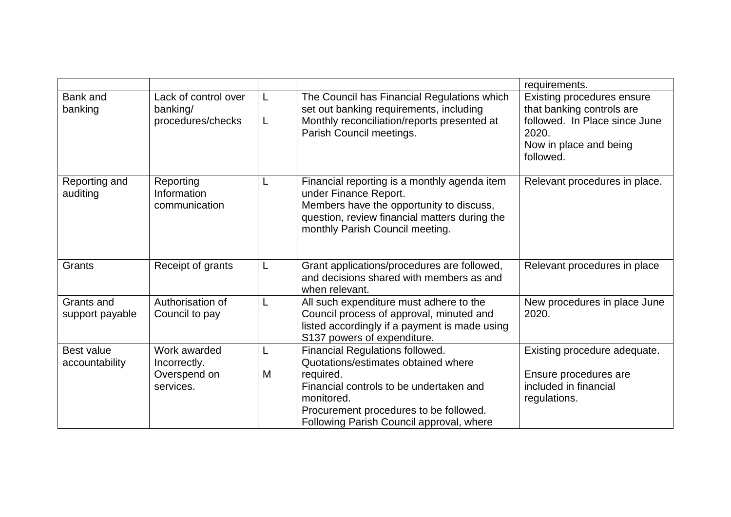| | | | | |
|---|---|---|---|---|
| | | | | requirements. |
| Bank and banking | Lack of control over banking/ procedures/checks | L<br><br>L | The Council has Financial Regulations which set out banking requirements, including Monthly reconciliation/reports presented at Parish Council meetings. | Existing procedures ensure that banking controls are followed. In Place since June 2020.<br>Now in place and being followed. |
| Reporting and auditing | Reporting Information communication | L | Financial reporting is a monthly agenda item under Finance Report.<br>Members have the opportunity to discuss, question, review financial matters during the monthly Parish Council meeting. | Relevant procedures in place. |
| Grants | Receipt of grants | L | Grant applications/procedures are followed, and decisions shared with members as and when relevant. | Relevant procedures in place |
| Grants and support payable | Authorisation of Council to pay | L | All such expenditure must adhere to the Council process of approval, minuted and listed accordingly if a payment is made using S137 powers of expenditure. | New procedures in place June 2020. |
| Best value accountability | Work awarded Incorrectly.<br>Overspend on services. | L<br><br>M | Financial Regulations followed.<br>Quotations/estimates obtained where required.<br>Financial controls to be undertaken and monitored.<br>Procurement procedures to be followed.<br>Following Parish Council approval, where | Existing procedure adequate.<br><br>Ensure procedures are included in financial regulations. |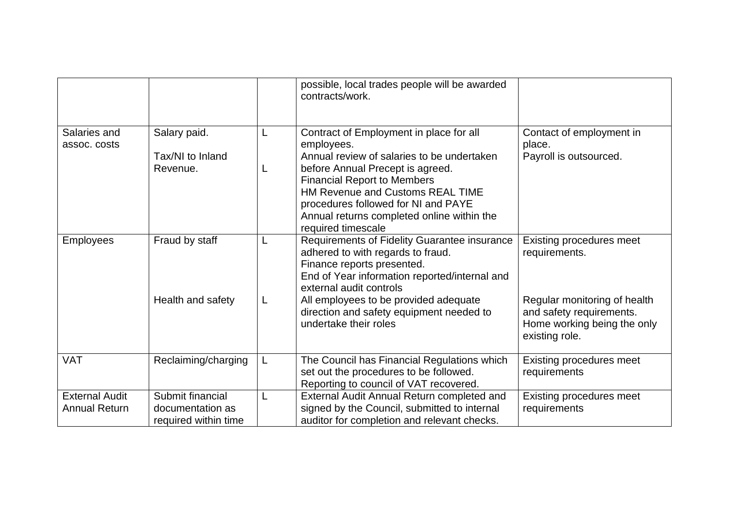| | | | | |
|---|---|---|---|---|
| | | | possible, local trades people will be awarded contracts/work. | |
| Salaries and assoc. costs | Salary paid.<br><br>Tax/NI to Inland Revenue. | L<br><br>L | Contract of Employment in place for all employees.<br>Annual review of salaries to be undertaken before Annual Precept is agreed.<br>Financial Report to Members<br>HM Revenue and Customs REAL TIME procedures followed for NI and PAYE<br>Annual returns completed online within the required timescale | Contact of employment in place.<br>Payroll is outsourced. |
| Employees | Fraud by staff<br><br><br><br>Health and safety | L<br><br><br><br>L | Requirements of Fidelity Guarantee insurance adhered to with regards to fraud.<br>Finance reports presented.<br>End of Year information reported/internal and external audit controls<br>All employees to be provided adequate direction and safety equipment needed to undertake their roles | Existing procedures meet requirements.<br><br><br><br>Regular monitoring of health and safety requirements.<br>Home working being the only existing role. |
| VAT | Reclaiming/charging | L | The Council has Financial Regulations which set out the procedures to be followed.<br>Reporting to council of VAT recovered. | Existing procedures meet requirements |
| External Audit Annual Return | Submit financial documentation as required within time | L | External Audit Annual Return completed and signed by the Council, submitted to internal auditor for completion and relevant checks. | Existing procedures meet requirements |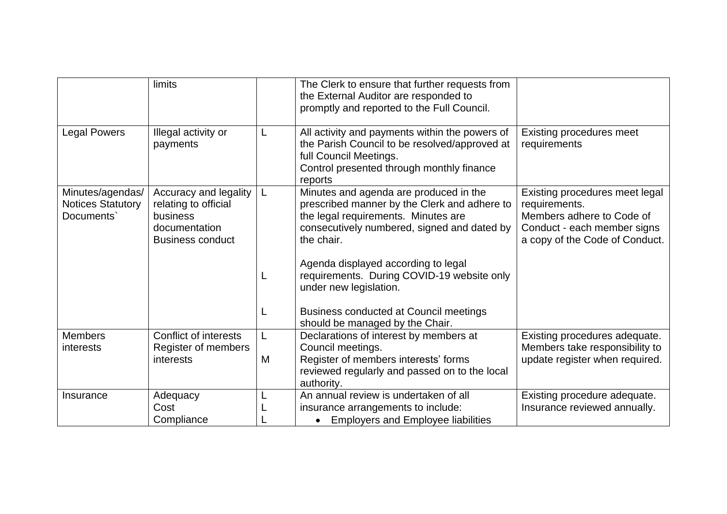| | limits | | The Clerk to ensure that further requests from the External Auditor are responded to promptly and reported to the Full Council. | |
|---|---|---|---|---|
| Legal Powers | Illegal activity or payments | L | All activity and payments within the powers of the Parish Council to be resolved/approved at full Council Meetings.<br>Control presented through monthly finance reports | Existing procedures meet requirements |
| Minutes/agendas/ Notices Statutory Documents` | Accuracy and legality relating to official business documentation<br>Business conduct | L<br><br>L<br><br>L | Minutes and agenda are produced in the prescribed manner by the Clerk and adhere to the legal requirements. Minutes are consecutively numbered, signed and dated by the chair.<br><br>Agenda displayed according to legal requirements. During COVID-19 website only under new legislation.<br><br>Business conducted at Council meetings should be managed by the Chair. | Existing procedures meet legal requirements.<br>Members adhere to Code of Conduct - each member signs a copy of the Code of Conduct. |
| Members interests | Conflict of interests<br>Register of members interests | L<br>M | Declarations of interest by members at Council meetings.<br>Register of members interests' forms reviewed regularly and passed on to the local authority. | Existing procedures adequate. Members take responsibility to update register when required. |
| Insurance | Adequacy<br>Cost<br>Compliance | L<br>L<br>L | An annual review is undertaken of all insurance arrangements to include:<br>• Employers and Employee liabilities | Existing procedure adequate. Insurance reviewed annually. |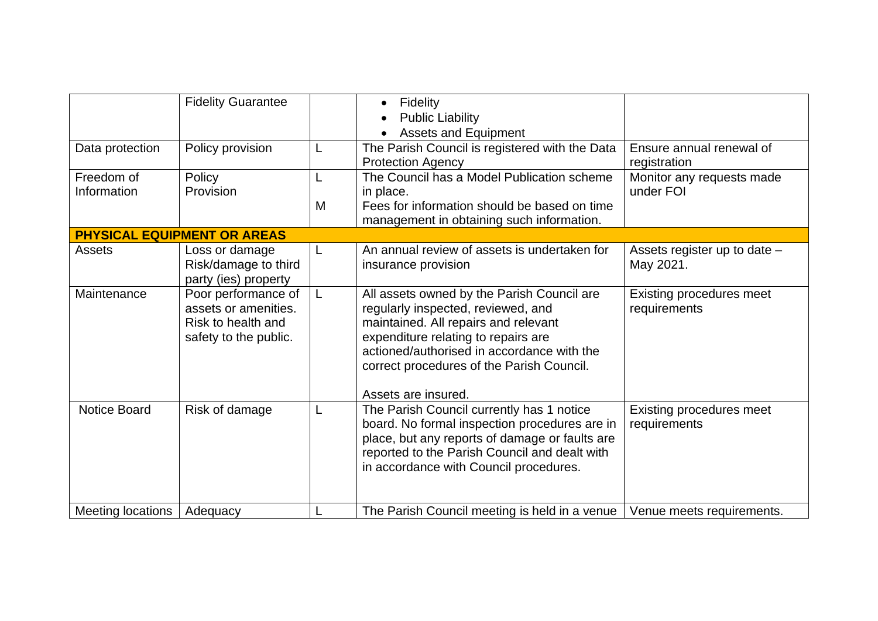| | | | | |
|---|---|---|---|---|
| | Fidelity Guarantee | | • Fidelity<br>• Public Liability<br>• Assets and Equipment | |
| Data protection | Policy provision | L | The Parish Council is registered with the Data Protection Agency | Ensure annual renewal of registration |
| Freedom of Information | Policy<br>Provision | L<br><br>M | The Council has a Model Publication scheme in place.<br>Fees for information should be based on time management in obtaining such information. | Monitor any requests made under FOI |
| **PHYSICAL EQUIPMENT OR AREAS** | | | | |
| Assets | Loss or damage<br>Risk/damage to third party (ies) property | L | An annual review of assets is undertaken for insurance provision | Assets register up to date – May 2021. |
| Maintenance | Poor performance of assets or amenities. Risk to health and safety to the public. | L | All assets owned by the Parish Council are regularly inspected, reviewed, and maintained. All repairs and relevant expenditure relating to repairs are actioned/authorised in accordance with the correct procedures of the Parish Council.<br><br>Assets are insured. | Existing procedures meet requirements |
| Notice Board | Risk of damage | L | The Parish Council currently has 1 notice board. No formal inspection procedures are in place, but any reports of damage or faults are reported to the Parish Council and dealt with in accordance with Council procedures. | Existing procedures meet requirements |
| Meeting locations | Adequacy | L | The Parish Council meeting is held in a venue | Venue meets requirements. |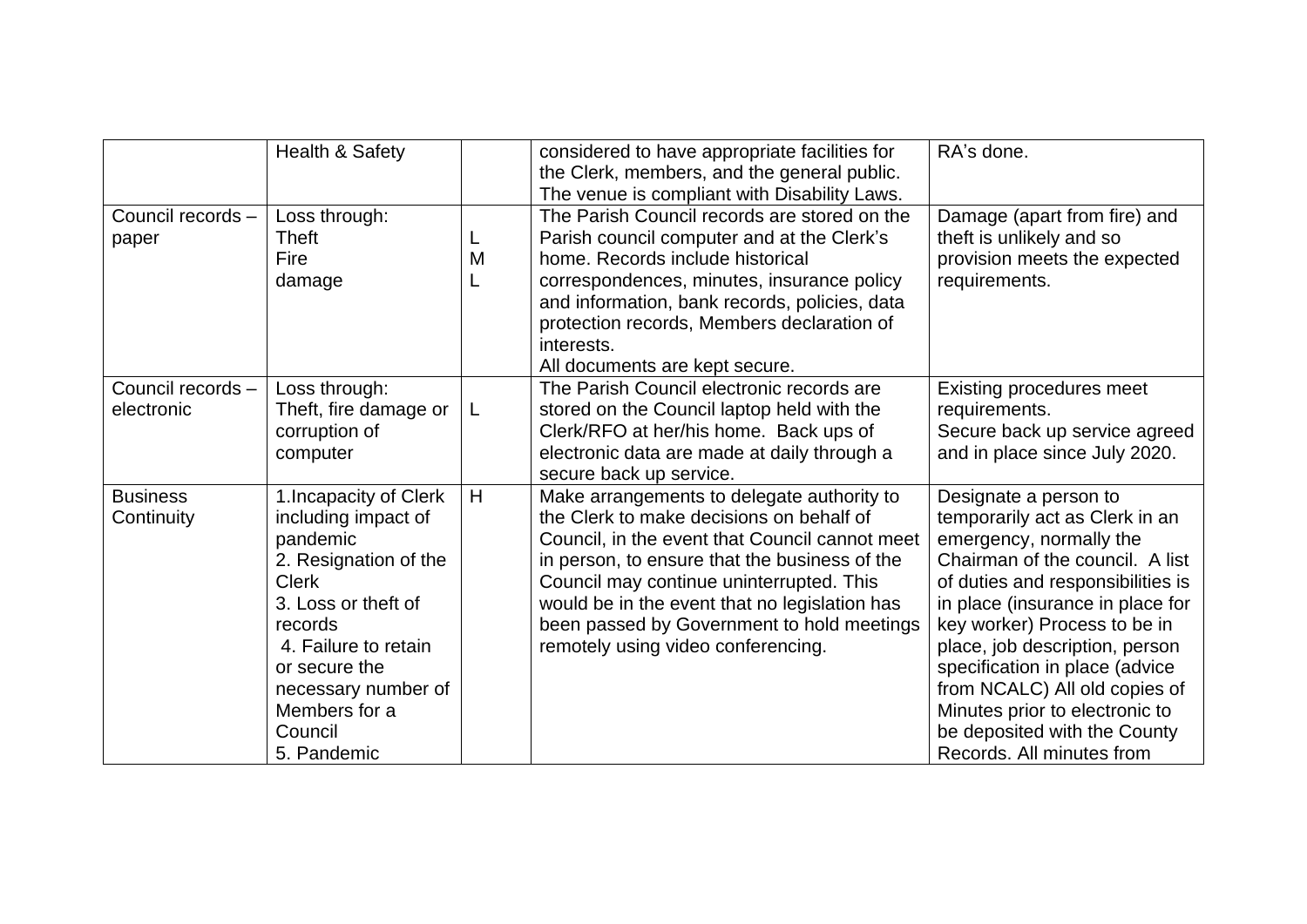| | Health & Safety | | considered to have appropriate facilities for the Clerk, members, and the general public. The venue is compliant with Disability Laws. | RA's done. |
|---|---|---|---|---|
| Council records – paper | Loss through:<br>Theft<br>Fire<br>damage | <br>L<br>M<br>L | The Parish Council records are stored on the Parish council computer and at the Clerk's home. Records include historical correspondences, minutes, insurance policy and information, bank records, policies, data protection records, Members declaration of interests.<br>All documents are kept secure. | Damage (apart from fire) and theft is unlikely and so provision meets the expected requirements. |
| Council records – electronic | Loss through:<br>Theft, fire damage or corruption of computer | L | The Parish Council electronic records are stored on the Council laptop held with the Clerk/RFO at her/his home. Back ups of electronic data are made at daily through a secure back up service. | Existing procedures meet requirements.<br>Secure back up service agreed and in place since July 2020. |
| Business Continuity | 1.Incapacity of Clerk including impact of pandemic<br>2. Resignation of the Clerk<br>3. Loss or theft of records<br>4. Failure to retain or secure the necessary number of Members for a Council<br>5. Pandemic | H | Make arrangements to delegate authority to the Clerk to make decisions on behalf of Council, in the event that Council cannot meet in person, to ensure that the business of the Council may continue uninterrupted. This would be in the event that no legislation has been passed by Government to hold meetings remotely using video conferencing. | Designate a person to temporarily act as Clerk in an emergency, normally the Chairman of the council. A list of duties and responsibilities is in place (insurance in place for key worker) Process to be in place, job description, person specification in place (advice from NCALC) All old copies of Minutes prior to electronic to be deposited with the County Records. All minutes from |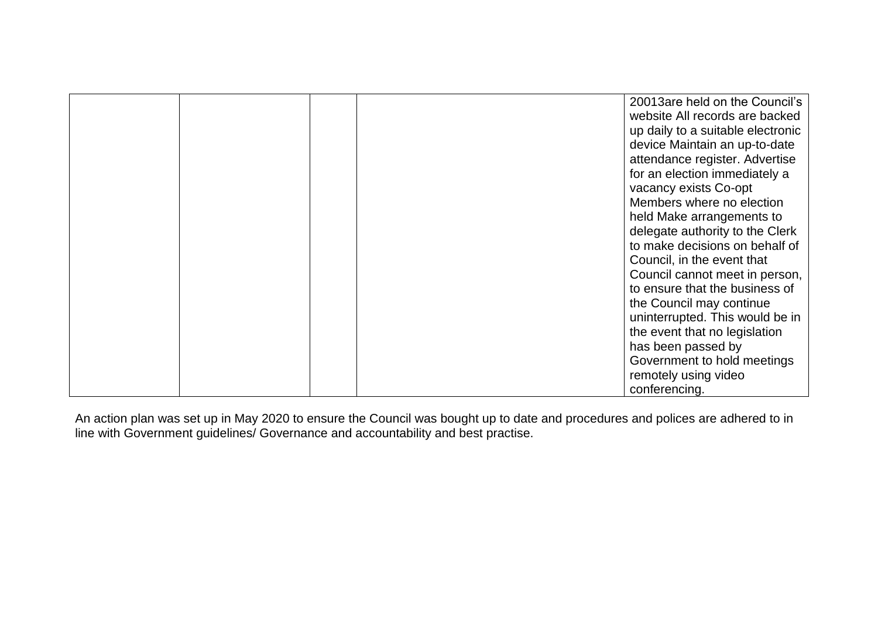| | | | | |
|---|---|---|---|---|
| | | | | 20013are held on the Council's website All records are backed up daily to a suitable electronic device Maintain an up-to-date attendance register. Advertise for an election immediately a vacancy exists Co-opt Members where no election held Make arrangements to delegate authority to the Clerk to make decisions on behalf of Council, in the event that Council cannot meet in person, to ensure that the business of the Council may continue uninterrupted. This would be in the event that no legislation has been passed by Government to hold meetings remotely using video conferencing. |

An action plan was set up in May 2020 to ensure the Council was bought up to date and procedures and polices are adhered to in line with Government guidelines/ Governance and accountability and best practise.